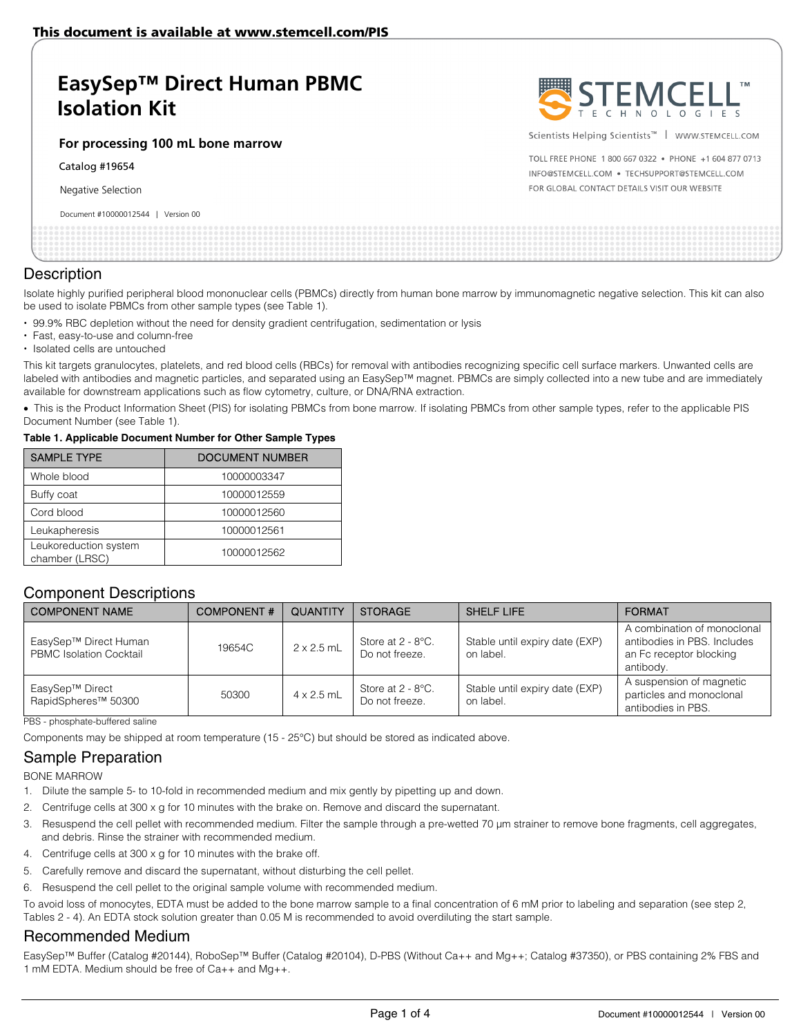This document is available at www.stemcell.com/PIS

# EasySep™ Direct Human PBMC Isolation Kit

**For processing 100 mL bone marrow**

Catalog #19654

Negative Selection

Document #10000012544 | Version 00

Scientists Helping Scientists™ | WWW.STEMCELL.COM

TOLL FREE PHONE 1 800 667 0322 • PHONE +1 604 877 0713
INFO@STEMCELL.COM • TECHSUPPORT@STEMCELL.COM
FOR GLOBAL CONTACT DETAILS VISIT OUR WEBSITE

## Description

Isolate highly purified peripheral blood mononuclear cells (PBMCs) directly from human bone marrow by immunomagnetic negative selection. This kit can also be used to isolate PBMCs from other sample types (see Table 1).

- 99.9% RBC depletion without the need for density gradient centrifugation, sedimentation or lysis
- Fast, easy-to-use and column-free
- Isolated cells are untouched

This kit targets granulocytes, platelets, and red blood cells (RBCs) for removal with antibodies recognizing specific cell surface markers. Unwanted cells are labeled with antibodies and magnetic particles, and separated using an EasySep™ magnet. PBMCs are simply collected into a new tube and are immediately available for downstream applications such as flow cytometry, culture, or DNA/RNA extraction.

- This is the Product Information Sheet (PIS) for isolating PBMCs from bone marrow. If isolating PBMCs from other sample types, refer to the applicable PIS Document Number (see Table 1).

**Table 1. Applicable Document Number for Other Sample Types**

| SAMPLE TYPE | DOCUMENT NUMBER |
|---|---|
| Whole blood | 10000003347 |
| Buffy coat | 10000012559 |
| Cord blood | 10000012560 |
| Leukapheresis | 10000012561 |
| Leukoreduction system chamber (LRSC) | 10000012562 |

## Component Descriptions

| COMPONENT NAME | COMPONENT # | QUANTITY | STORAGE | SHELF LIFE | FORMAT |
|---|---|---|---|---|---|
| EasySep™ Direct Human PBMC Isolation Cocktail | 19654C | 2 x 2.5 mL | Store at 2 - 8°C. Do not freeze. | Stable until expiry date (EXP) on label. | A combination of monoclonal antibodies in PBS. Includes an Fc receptor blocking antibody. |
| EasySep™ Direct RapidSpheres™ 50300 | 50300 | 4 x 2.5 mL | Store at 2 - 8°C. Do not freeze. | Stable until expiry date (EXP) on label. | A suspension of magnetic particles and monoclonal antibodies in PBS. |

PBS - phosphate-buffered saline

Components may be shipped at room temperature (15 - 25°C) but should be stored as indicated above.

## Sample Preparation

BONE MARROW

1. Dilute the sample 5- to 10-fold in recommended medium and mix gently by pipetting up and down.
2. Centrifuge cells at 300 x g for 10 minutes with the brake on. Remove and discard the supernatant.
3. Resuspend the cell pellet with recommended medium. Filter the sample through a pre-wetted 70 µm strainer to remove bone fragments, cell aggregates, and debris. Rinse the strainer with recommended medium.
4. Centrifuge cells at 300 x g for 10 minutes with the brake off.
5. Carefully remove and discard the supernatant, without disturbing the cell pellet.
6. Resuspend the cell pellet to the original sample volume with recommended medium.

To avoid loss of monocytes, EDTA must be added to the bone marrow sample to a final concentration of 6 mM prior to labeling and separation (see step 2, Tables 2 - 4). An EDTA stock solution greater than 0.05 M is recommended to avoid overdiluting the start sample.

## Recommended Medium

EasySep™ Buffer (Catalog #20144), RoboSep™ Buffer (Catalog #20104), D-PBS (Without Ca++ and Mg++; Catalog #37350), or PBS containing 2% FBS and 1 mM EDTA. Medium should be free of Ca++ and Mg++.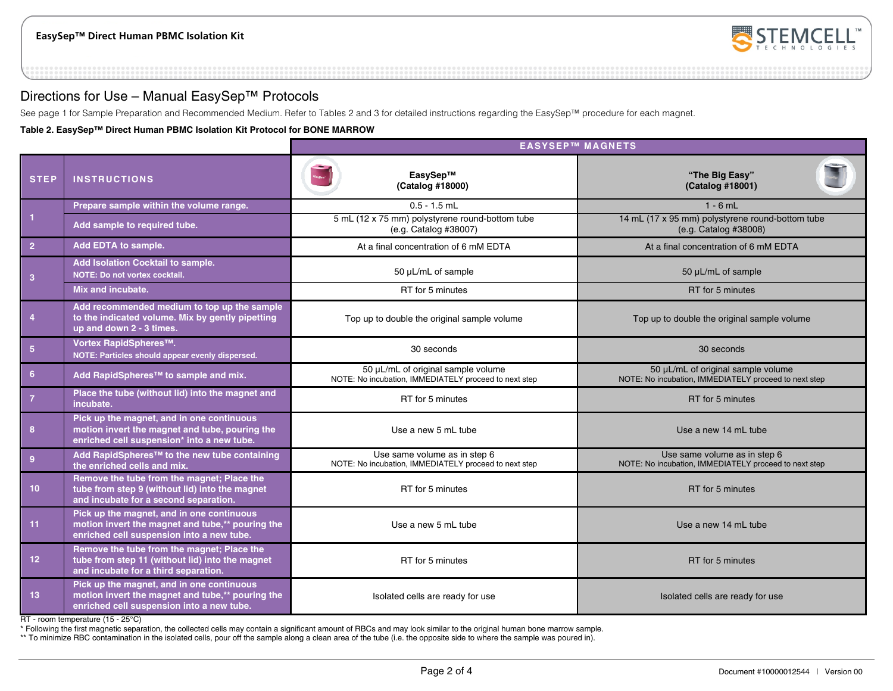## Directions for Use – Manual EasySep™ Protocols

See page 1 for Sample Preparation and Recommended Medium. Refer to Tables 2 and 3 for detailed instructions regarding the EasySep™ procedure for each magnet.

**Table 2. EasySep™ Direct Human PBMC Isolation Kit Protocol for BONE MARROW**

| | | EASYSEP™ MAGNETS | |
|---|---|---|---|
| **STEP** | **INSTRUCTIONS** | **EasySep™ (Catalog #18000)** | **"The Big Easy" (Catalog #18001)** |
| 1 | Prepare sample within the volume range. | 0.5 - 1.5 mL | 1 - 6 mL |
| | Add sample to required tube. | 5 mL (12 x 75 mm) polystyrene round-bottom tube (e.g. Catalog #38007) | 14 mL (17 x 95 mm) polystyrene round-bottom tube (e.g. Catalog #38008) |
| 2 | Add EDTA to sample. | At a final concentration of 6 mM EDTA | At a final concentration of 6 mM EDTA |
| 3 | Add Isolation Cocktail to sample. NOTE: Do not vortex cocktail. | 50 µL/mL of sample | 50 µL/mL of sample |
| | Mix and incubate. | RT for 5 minutes | RT for 5 minutes |
| 4 | Add recommended medium to top up the sample to the indicated volume. Mix by gently pipetting up and down 2 - 3 times. | Top up to double the original sample volume | Top up to double the original sample volume |
| 5 | Vortex RapidSpheres™. NOTE: Particles should appear evenly dispersed. | 30 seconds | 30 seconds |
| 6 | Add RapidSpheres™ to sample and mix. | 50 µL/mL of original sample volume NOTE: No incubation, IMMEDIATELY proceed to next step | 50 µL/mL of original sample volume NOTE: No incubation, IMMEDIATELY proceed to next step |
| 7 | Place the tube (without lid) into the magnet and incubate. | RT for 5 minutes | RT for 5 minutes |
| 8 | Pick up the magnet, and in one continuous motion invert the magnet and tube, pouring the enriched cell suspension* into a new tube. | Use a new 5 mL tube | Use a new 14 mL tube |
| 9 | Add RapidSpheres™ to the new tube containing the enriched cells and mix. | Use same volume as in step 6 NOTE: No incubation, IMMEDIATELY proceed to next step | Use same volume as in step 6 NOTE: No incubation, IMMEDIATELY proceed to next step |
| 10 | Remove the tube from the magnet; Place the tube from step 9 (without lid) into the magnet and incubate for a second separation. | RT for 5 minutes | RT for 5 minutes |
| 11 | Pick up the magnet, and in one continuous motion invert the magnet and tube,** pouring the enriched cell suspension into a new tube. | Use a new 5 mL tube | Use a new 14 mL tube |
| 12 | Remove the tube from the magnet; Place the tube from step 11 (without lid) into the magnet and incubate for a third separation. | RT for 5 minutes | RT for 5 minutes |
| 13 | Pick up the magnet, and in one continuous motion invert the magnet and tube,** pouring the enriched cell suspension into a new tube. | Isolated cells are ready for use | Isolated cells are ready for use |

RT - room temperature (15 - 25°C)

\* Following the first magnetic separation, the collected cells may contain a significant amount of RBCs and may look similar to the original human bone marrow sample.

\*\* To minimize RBC contamination in the isolated cells, pour off the sample along a clean area of the tube (i.e. the opposite side to where the sample was poured in).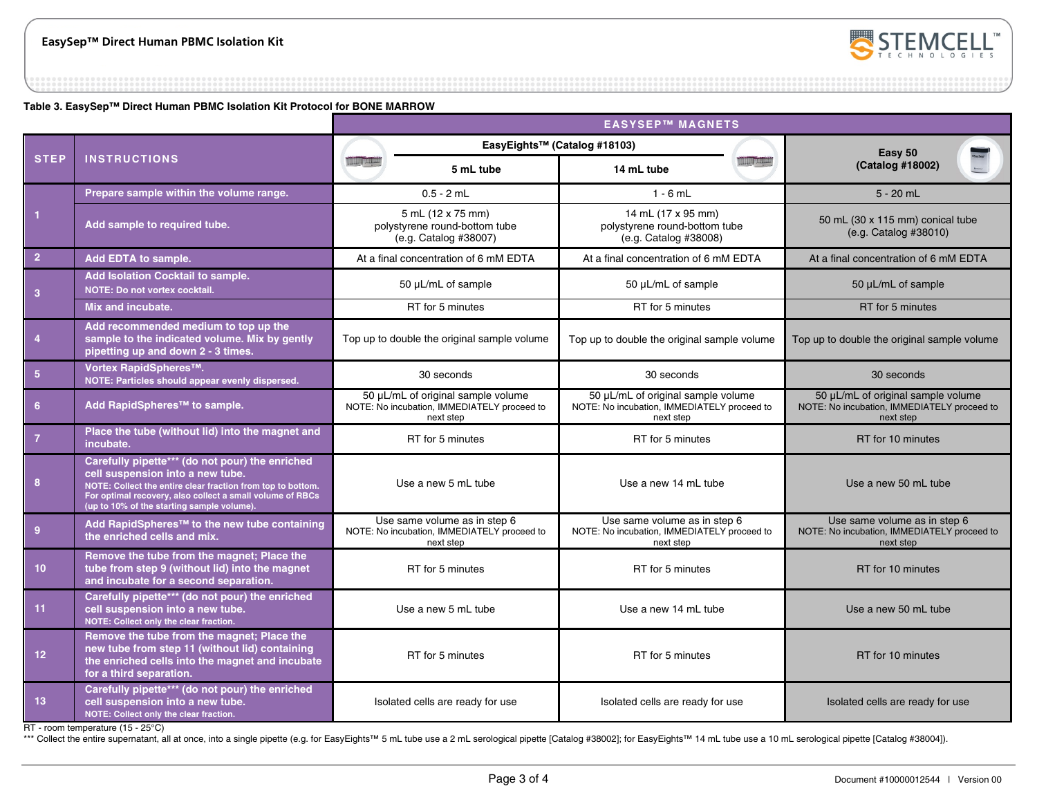**Table 3. EasySep™ Direct Human PBMC Isolation Kit Protocol for BONE MARROW**

| STEP | INSTRUCTIONS | EASYSEP™ MAGNETS | | |
|---|---|---|---|---|
| | | EasyEights™ (Catalog #18103) | | Easy 50 (Catalog #18002) |
| | | 5 mL tube | 14 mL tube | |
| 1 | Prepare sample within the volume range. | 0.5 - 2 mL | 1 - 6 mL | 5 - 20 mL |
| | Add sample to required tube. | 5 mL (12 x 75 mm) polystyrene round-bottom tube (e.g. Catalog #38007) | 14 mL (17 x 95 mm) polystyrene round-bottom tube (e.g. Catalog #38008) | 50 mL (30 x 115 mm) conical tube (e.g. Catalog #38010) |
| 2 | Add EDTA to sample. | At a final concentration of 6 mM EDTA | At a final concentration of 6 mM EDTA | At a final concentration of 6 mM EDTA |
| 3 | Add Isolation Cocktail to sample. NOTE: Do not vortex cocktail. | 50 µL/mL of sample | 50 µL/mL of sample | 50 µL/mL of sample |
| | Mix and incubate. | RT for 5 minutes | RT for 5 minutes | RT for 5 minutes |
| 4 | Add recommended medium to top up the sample to the indicated volume. Mix by gently pipetting up and down 2 - 3 times. | Top up to double the original sample volume | Top up to double the original sample volume | Top up to double the original sample volume |
| 5 | Vortex RapidSpheres™. NOTE: Particles should appear evenly dispersed. | 30 seconds | 30 seconds | 30 seconds |
| 6 | Add RapidSpheres™ to sample. | 50 µL/mL of original sample volume NOTE: No incubation, IMMEDIATELY proceed to next step | 50 µL/mL of original sample volume NOTE: No incubation, IMMEDIATELY proceed to next step | 50 µL/mL of original sample volume NOTE: No incubation, IMMEDIATELY proceed to next step |
| 7 | Place the tube (without lid) into the magnet and incubate. | RT for 5 minutes | RT for 5 minutes | RT for 10 minutes |
| 8 | Carefully pipette*** (do not pour) the enriched cell suspension into a new tube. NOTE: Collect the entire clear fraction from top to bottom. For optimal recovery, also collect a small volume of RBCs (up to 10% of the starting sample volume). | Use a new 5 mL tube | Use a new 14 mL tube | Use a new 50 mL tube |
| 9 | Add RapidSpheres™ to the new tube containing the enriched cells and mix. | Use same volume as in step 6 NOTE: No incubation, IMMEDIATELY proceed to next step | Use same volume as in step 6 NOTE: No incubation, IMMEDIATELY proceed to next step | Use same volume as in step 6 NOTE: No incubation, IMMEDIATELY proceed to next step |
| 10 | Remove the tube from the magnet; Place the tube from step 9 (without lid) into the magnet and incubate for a second separation. | RT for 5 minutes | RT for 5 minutes | RT for 10 minutes |
| 11 | Carefully pipette*** (do not pour) the enriched cell suspension into a new tube. NOTE: Collect only the clear fraction. | Use a new 5 mL tube | Use a new 14 mL tube | Use a new 50 mL tube |
| 12 | Remove the tube from the magnet; Place the new tube from step 11 (without lid) containing the enriched cells into the magnet and incubate for a third separation. | RT for 5 minutes | RT for 5 minutes | RT for 10 minutes |
| 13 | Carefully pipette*** (do not pour) the enriched cell suspension into a new tube. NOTE: Collect only the clear fraction. | Isolated cells are ready for use | Isolated cells are ready for use | Isolated cells are ready for use |

RT - room temperature (15 - 25°C)

*** Collect the entire supernatant, all at once, into a single pipette (e.g. for EasyEights™ 5 mL tube use a 2 mL serological pipette [Catalog #38002]; for EasyEights™ 14 mL tube use a 10 mL serological pipette [Catalog #38004]).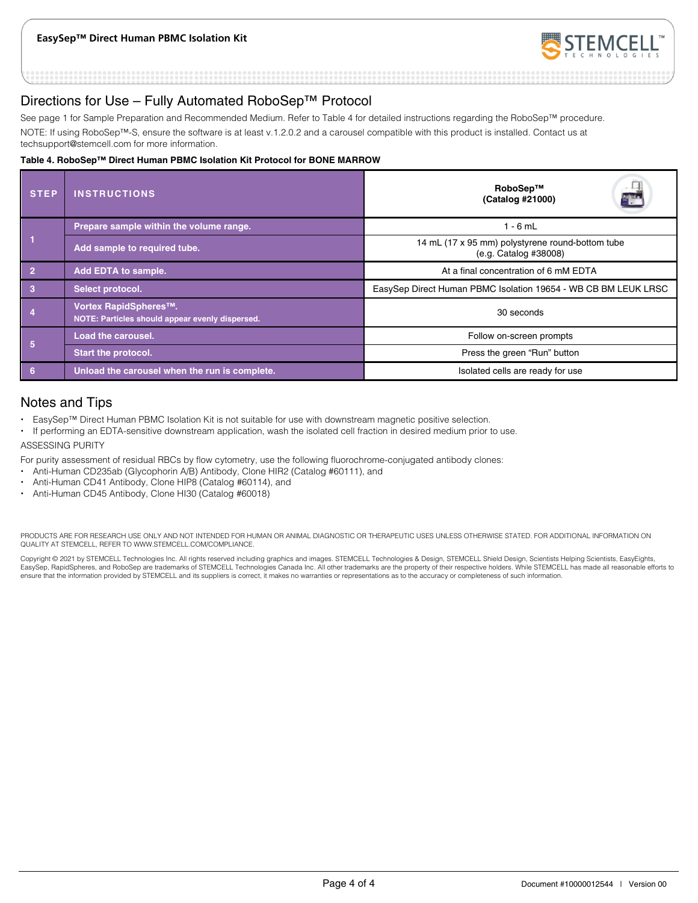## Directions for Use – Fully Automated RoboSep™ Protocol

See page 1 for Sample Preparation and Recommended Medium. Refer to Table 4 for detailed instructions regarding the RoboSep™ procedure.

NOTE: If using RoboSep™-S, ensure the software is at least v.1.2.0.2 and a carousel compatible with this product is installed. Contact us at techsupport@stemcell.com for more information.

**Table 4. RoboSep™ Direct Human PBMC Isolation Kit Protocol for BONE MARROW**

| STEP | INSTRUCTIONS | RoboSep™ (Catalog #21000) |
|---|---|---|
| 1 | Prepare sample within the volume range. | 1 - 6 mL |
| | Add sample to required tube. | 14 mL (17 x 95 mm) polystyrene round-bottom tube (e.g. Catalog #38008) |
| 2 | Add EDTA to sample. | At a final concentration of 6 mM EDTA |
| 3 | Select protocol. | EasySep Direct Human PBMC Isolation 19654 - WB CB BM LEUK LRSC |
| 4 | Vortex RapidSpheres™. NOTE: Particles should appear evenly dispersed. | 30 seconds |
| 5 | Load the carousel. | Follow on-screen prompts |
| | Start the protocol. | Press the green "Run" button |
| 6 | Unload the carousel when the run is complete. | Isolated cells are ready for use |

## Notes and Tips

- EasySep™ Direct Human PBMC Isolation Kit is not suitable for use with downstream magnetic positive selection.
- If performing an EDTA-sensitive downstream application, wash the isolated cell fraction in desired medium prior to use.

ASSESSING PURITY

For purity assessment of residual RBCs by flow cytometry, use the following fluorochrome-conjugated antibody clones:

- Anti-Human CD235ab (Glycophorin A/B) Antibody, Clone HIR2 (Catalog #60111), and
- Anti-Human CD41 Antibody, Clone HIP8 (Catalog #60114), and
- Anti-Human CD45 Antibody, Clone HI30 (Catalog #60018)

PRODUCTS ARE FOR RESEARCH USE ONLY AND NOT INTENDED FOR HUMAN OR ANIMAL DIAGNOSTIC OR THERAPEUTIC USES UNLESS OTHERWISE STATED. FOR ADDITIONAL INFORMATION ON QUALITY AT STEMCELL, REFER TO WWW.STEMCELL.COM/COMPLIANCE.

Copyright © 2021 by STEMCELL Technologies Inc. All rights reserved including graphics and images. STEMCELL Technologies & Design, STEMCELL Shield Design, Scientists Helping Scientists, EasyEights, EasySep, RapidSpheres, and RoboSep are trademarks of STEMCELL Technologies Canada Inc. All other trademarks are the property of their respective holders. While STEMCELL has made all reasonable efforts to ensure that the information provided by STEMCELL and its suppliers is correct, it makes no warranties or representations as to the accuracy or completeness of such information.

Document #10000012544 | Version 00